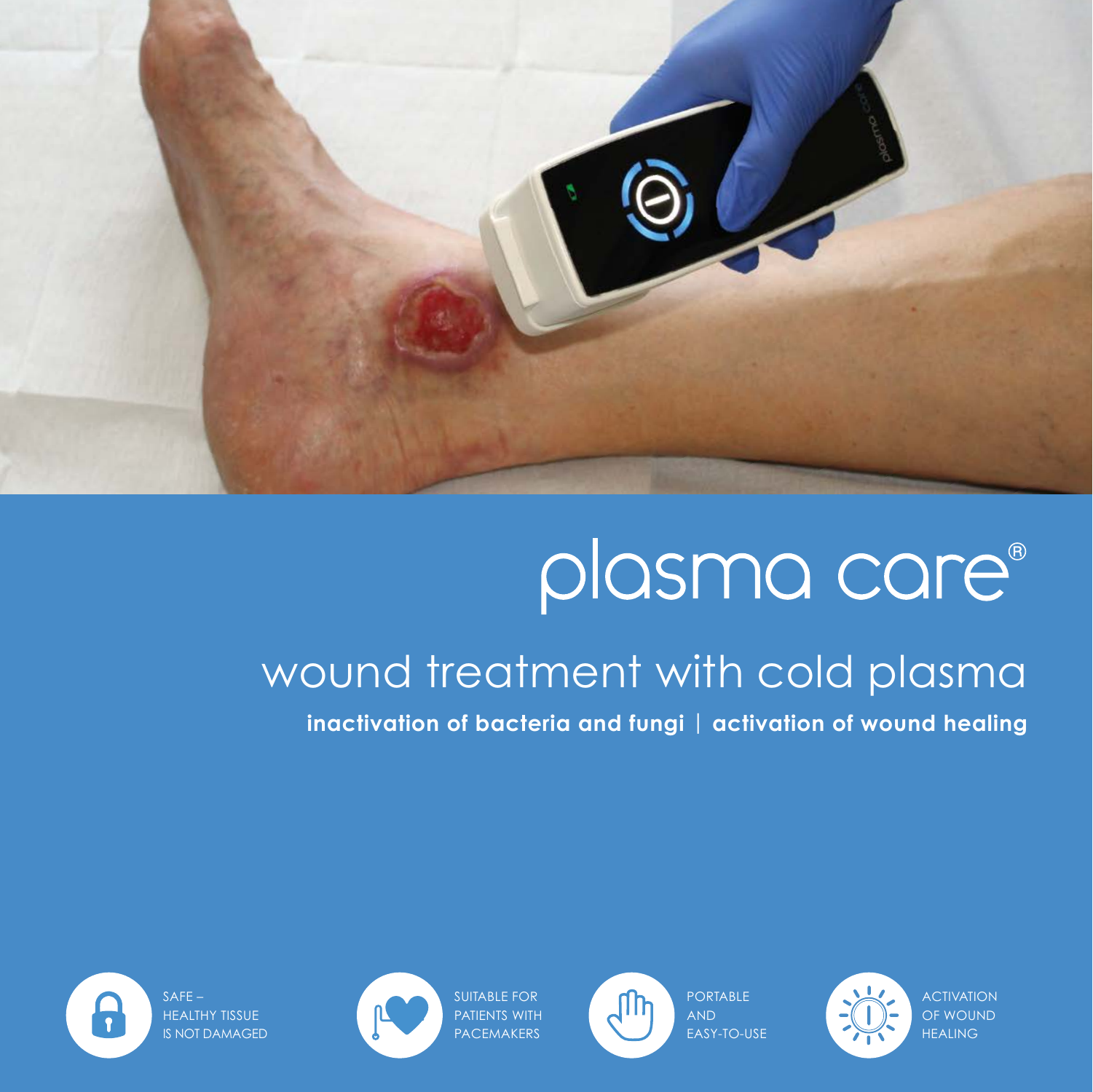# plasma care®

## wound treatment with cold plasma

**inactivation of bacteria and fungi | activation of wound healing**

SAFE – HEALTHY TISSUE IS NOT DAMAGED

SUITABLE FOR PATIENTS WITH PACEMAKERS

PORTABLE AND EASY-TO-USE

ACTIVATION OF WOUND HEALING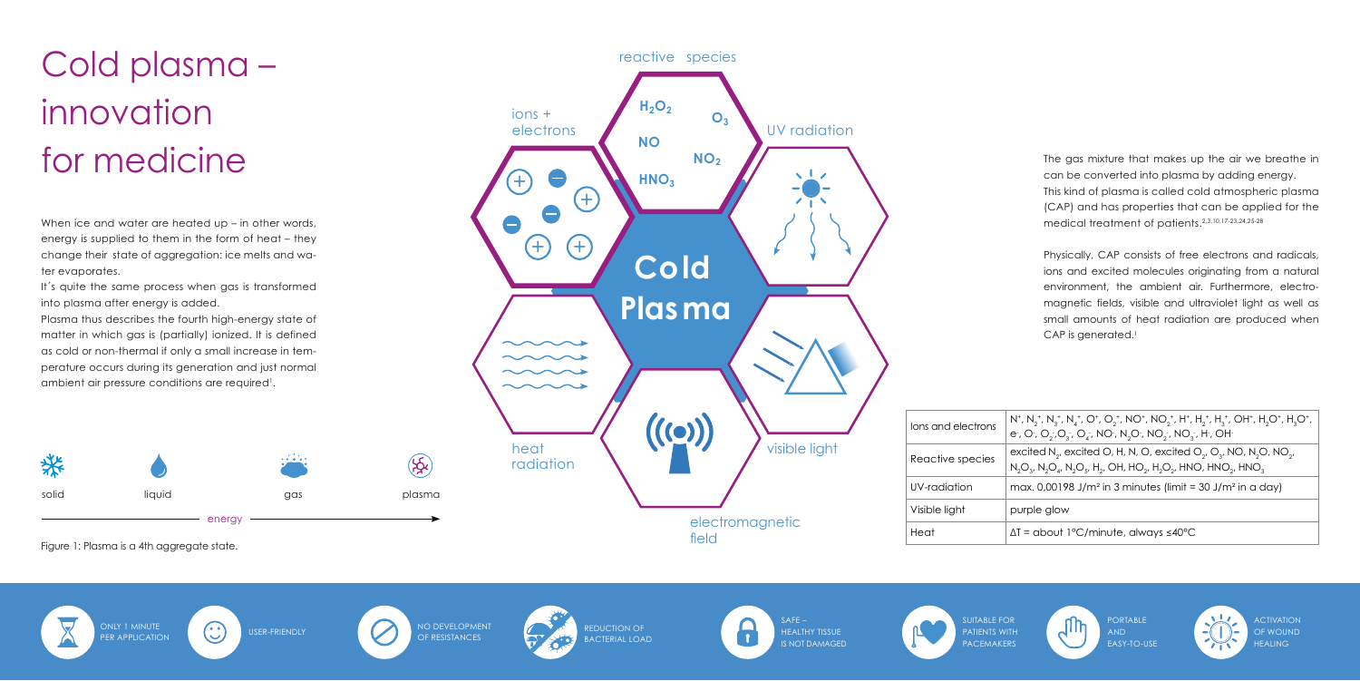# Cold plasma – innovation for medicine

When ice and water are heated up – in other words, energy is supplied to them in the form of heat – they change their state of aggregation: ice melts and water evaporates.

It´s quite the same process when gas is transformed into plasma after energy is added.

Plasma thus describes the fourth high-energy state of matter in which gas is (partially) ionized. It is defined as cold or non-thermal if only a small increase in temperature occurs during its generation and just normal ambient air pressure conditions are required[1].

solid — liquid — gas — plasma

energy

Figure 1: Plasma is a 4th aggregate state.

reactive species: $H_2O_2$, $O_3$, NO, $NO_2$, $HNO_3$

ions + electrons

UV radiation

Cold Plasma

heat radiation

visible light

electromagnetic field

The gas mixture that makes up the air we breathe in can be converted into plasma by adding energy. This kind of plasma is called cold atmospheric plasma (CAP) and has properties that can be applied for the medical treatment of patients.[2,3,10,17-23,24,25-28]

Physically, CAP consists of free electrons and radicals, ions and excited molecules originating from a natural environment, the ambient air. Furthermore, electromagnetic fields, visible and ultraviolet light as well as small amounts of heat radiation are produced when CAP is generated.[1]

| | |
|---|---|
| Ions and electrons | $N^+$, $N_2^+$, $N_3^+$, $N_4^+$, $O^+$, $O_2^+$, $NO^+$, $NO_2^+$, $H^+$, $H_2^+$, $H_3^+$, $OH^+$, $H_2O^+$, $H_3O^+$, $e^-$, $O^-$, $O_2^-$, $O_3^-$, $O_4^-$, $NO^-$, $N_2O^-$, $NO_2^-$, $NO_3^-$, $H^-$, $OH^-$ |
| Reactive species | excited $N_2$, excited O, H, N, O, excited $O_2$, $O_3$, NO, $N_2O$, $NO_2$, $N_2O_3$, $N_2O_4$, $N_2O_5$, $H_2$, OH, $HO_2$, $H_2O_2$, HNO, $HNO_2$, $HNO_3$ |
| UV-radiation | max. 0,00198 J/m² in 3 minutes (limit = 30 J/m² in a day) |
| Visible light | purple glow |
| Heat | ΔT = about 1°C/minute, always ≤40°C |

ONLY 1 MINUTE PER APPLICATION

USER-FRIENDLY

NO DEVELOPMENT OF RESISTANCES

REDUCTION OF BACTERIAL LOAD

SAFE – HEALTHY TISSUE IS NOT DAMAGED

SUITABLE FOR PATIENTS WITH PACEMAKERS

PORTABLE AND EASY-TO-USE

ACTIVATION OF WOUND HEALING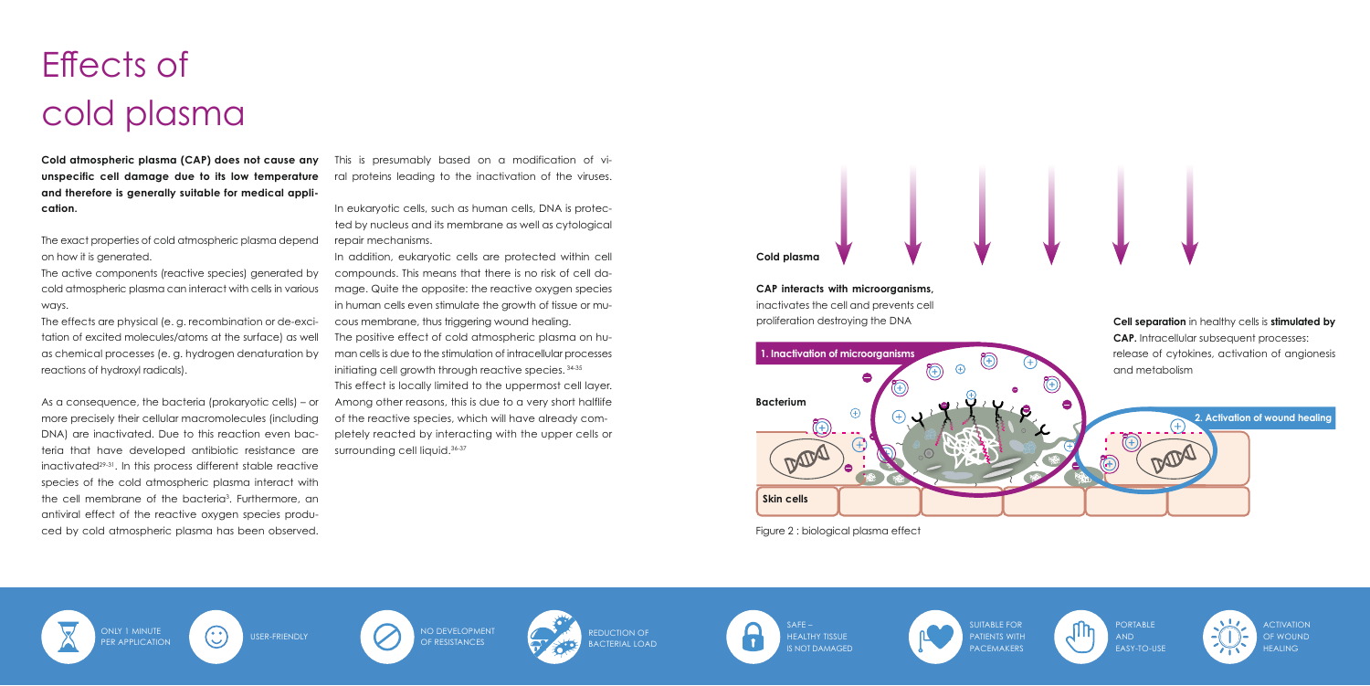# Effects of cold plasma

**Cold atmospheric plasma (CAP) does not cause any unspecific cell damage due to its low temperature and therefore is generally suitable for medical application.**

The exact properties of cold atmospheric plasma depend on how it is generated.

The active components (reactive species) generated by cold atmospheric plasma can interact with cells in various ways.

The effects are physical (e. g. recombination or de-excitation of excited molecules/atoms at the surface) as well as chemical processes (e. g. hydrogen denaturation by reactions of hydroxyl radicals).

As a consequence, the bacteria (prokaryotic cells) – or more precisely their cellular macromolecules (including DNA) are inactivated. Due to this reaction even bacteria that have developed antibiotic resistance are inactivated[29-31]. In this process different stable reactive species of the cold atmospheric plasma interact with the cell membrane of the bacteria[3]. Furthermore, an antiviral effect of the reactive oxygen species produced by cold atmospheric plasma has been observed. This is presumably based on a modification of viral proteins leading to the inactivation of the viruses.

In eukaryotic cells, such as human cells, DNA is protected by nucleus and its membrane as well as cytological repair mechanisms.

In addition, eukaryotic cells are protected within cell compounds. This means that there is no risk of cell damage. Quite the opposite: the reactive oxygen species in human cells even stimulate the growth of tissue or mucous membrane, thus triggering wound healing.

The positive effect of cold atmospheric plasma on human cells is due to the stimulation of intracellular processes initiating cell growth through reactive species.[34-35]

This effect is locally limited to the uppermost cell layer. Among other reasons, this is due to a very short halflife of the reactive species, which will have already completely reacted by interacting with the upper cells or surrounding cell liquid.[36-37]

Cold plasma

**CAP interacts with microorganisms,** inactivates the cell and prevents cell proliferation destroying the DNA

**1. Inactivation of microorganisms**

Bacterium

**Cell separation** in healthy cells is **stimulated by CAP.** Intracellular subsequent processes: release of cytokines, activation of angionesis and metabolism

**2. Activation of wound healing**

Skin cells

Figure 2 : biological plasma effect

ONLY 1 MINUTE PER APPLICATION

USER-FRIENDLY

NO DEVELOPMENT OF RESISTANCES

REDUCTION OF BACTERIAL LOAD

SAFE – HEALTHY TISSUE IS NOT DAMAGED

SUITABLE FOR PATIENTS WITH PACEMAKERS

PORTABLE AND EASY-TO-USE

ACTIVATION OF WOUND HEALING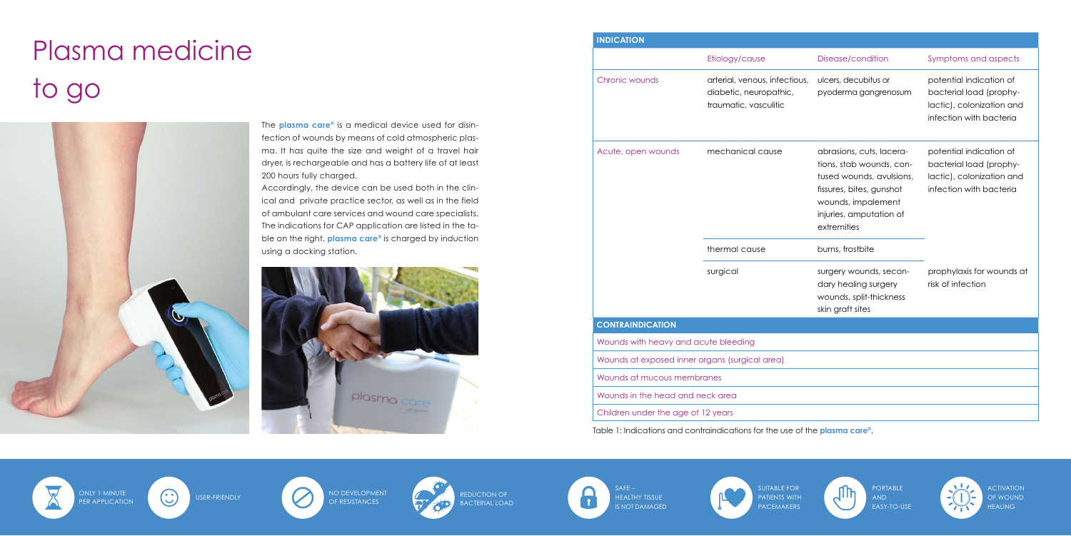# Plasma medicine to go

The **plasma care®** is a medical device used for disinfection of wounds by means of cold atmospheric plasma. It has quite the size and weight of a travel hair dryer, is rechargeable and has a battery life of at least 200 hours fully charged.

Accordingly, the device can be used both in the clinical and private practice sector, as well as in the field of ambulant care services and wound care specialists. The indications for CAP application are listed in the table on the right. **plasma care®** is charged by induction using a docking station.

| INDICATION | | | |
|---|---|---|---|
| | Etiology/cause | Disease/condition | Symptoms and aspects |
| Chronic wounds | arterial, venous, infectious, diabetic, neuropathic, traumatic, vasculitic | ulcers, decubitus or pyoderma gangrenosum | potential indication of bacterial load (prophylactic), colonization and infection with bacteria |
| Acute, open wounds | mechanical cause | abrasions, cuts, lacerations, stab wounds, contused wounds, avulsions, fissures, bites, gunshot wounds, impalement injuries, amputation of extremities | potential indication of bacterial load (prophylactic), colonization and infection with bacteria |
| | thermal cause | burns, frostbite | |
| | surgical | surgery wounds, secondary healing surgery wounds, split-thickness skin graft sites | prophylaxis for wounds at risk of infection |
| **CONTRAINDICATION** | | | |
| Wounds with heavy and acute bleeding | | | |
| Wounds at exposed inner organs (surgical area) | | | |
| Wounds at mucous membranes | | | |
| Wounds in the head and neck area | | | |
| Children under the age of 12 years | | | |

Table 1: Indications and contraindications for the use of the **plasma care®**.

- ONLY 1 MINUTE PER APPLICATION
- USER-FRIENDLY
- NO DEVELOPMENT OF RESISTANCES
- REDUCTION OF BACTERIAL LOAD
- SAFE – HEALTHY TISSUE IS NOT DAMAGED
- SUITABLE FOR PATIENTS WITH PACEMAKERS
- PORTABLE AND EASY-TO-USE
- ACTIVATION OF WOUND HEALING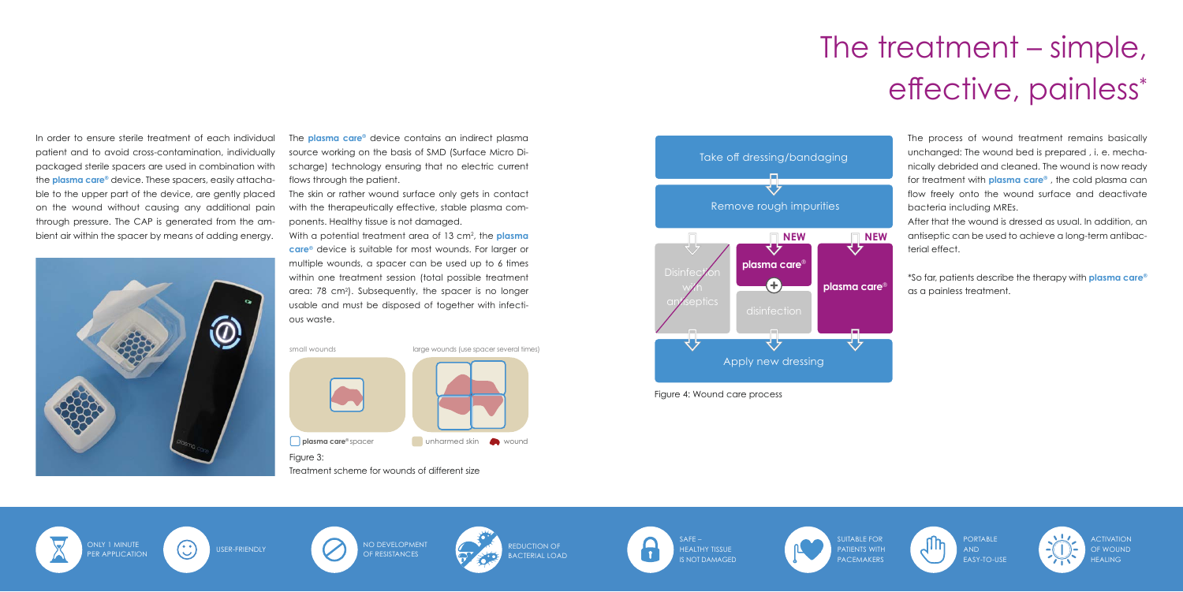# The treatment – simple, effective, painless*

In order to ensure sterile treatment of each individual patient and to avoid cross-contamination, individually packaged sterile spacers are used in combination with the **plasma care®** device. These spacers, easily attachable to the upper part of the device, are gently placed on the wound without causing any additional pain through pressure. The CAP is generated from the ambient air within the spacer by means of adding energy.

The **plasma care®** device contains an indirect plasma source working on the basis of SMD (Surface Micro Discharge) technology ensuring that no electric current flows through the patient.

The skin or rather wound surface only gets in contact with the therapeutically effective, stable plasma components. Healthy tissue is not damaged.

With a potential treatment area of 13 cm², the **plasma care®** device is suitable for most wounds. For larger or multiple wounds, a spacer can be used up to 6 times within one treatment session (total possible treatment area: 78 cm²). Subsequently, the spacer is no longer usable and must be disposed of together with infectious waste.

small wounds — large wounds (use spacer several times)

plasma care® spacer — unharmed skin — wound

Figure 3:
Treatment scheme for wounds of different size

Take off dressing/bandaging → Remove rough impurities → Disinfection with antiseptics / NEW: plasma care® + disinfection / NEW: plasma care® → Apply new dressing

Figure 4: Wound care process

The process of wound treatment remains basically unchanged: The wound bed is prepared , i. e. mechanically debrided and cleaned. The wound is now ready for treatment with **plasma care®** , the cold plasma can flow freely onto the wound surface and deactivate bacteria including MREs.

After that the wound is dressed as usual. In addition, an antiseptic can be used to achieve a long-term antibacterial effect.

*So far, patients describe the therapy with **plasma care®** as a painless treatment.

- ONLY 1 MINUTE PER APPLICATION
- USER-FRIENDLY
- NO DEVELOPMENT OF RESISTANCES
- REDUCTION OF BACTERIAL LOAD
- SAFE – HEALTHY TISSUE IS NOT DAMAGED
- SUITABLE FOR PATIENTS WITH PACEMAKERS
- PORTABLE AND EASY-TO-USE
- ACTIVATION OF WOUND HEALING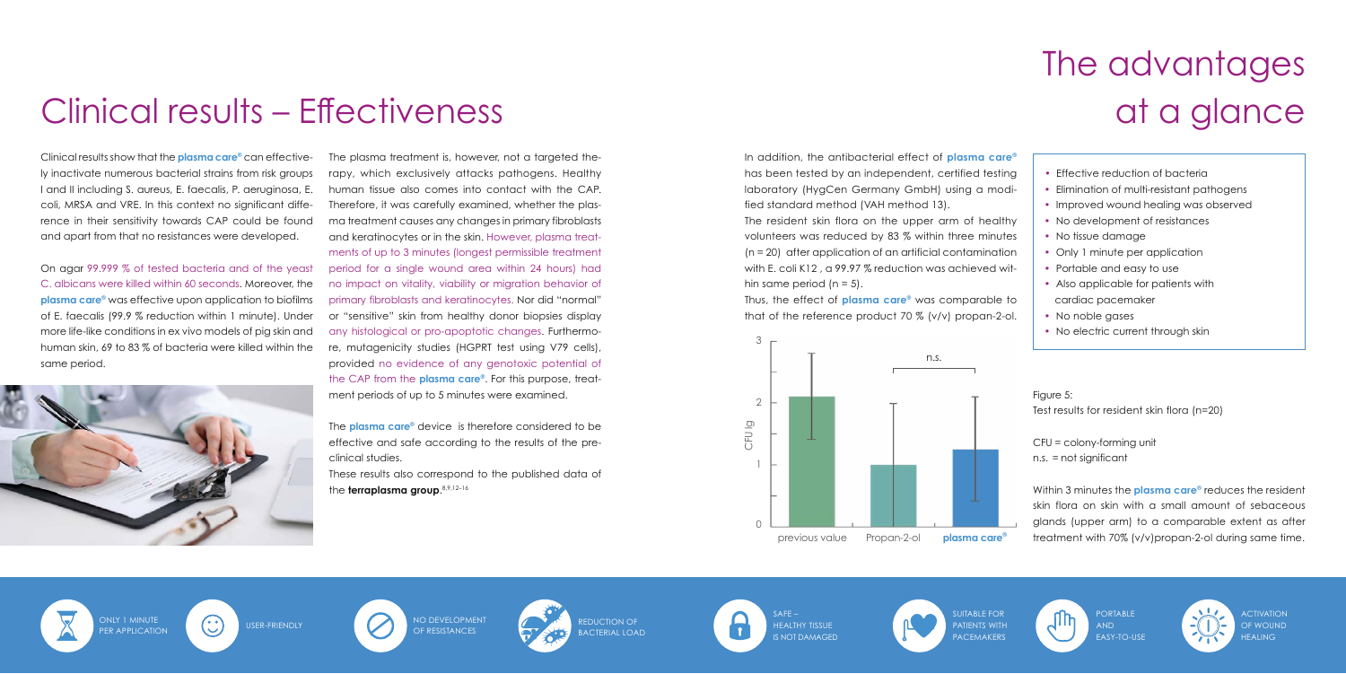# Clinical results – Effectiveness

Clinical results show that the **plasma care®** can effectively inactivate numerous bacterial strains from risk groups I and II including S. aureus, E. faecalis, P. aeruginosa, E. coli, MRSA and VRE. In this context no significant difference in their sensitivity towards CAP could be found and apart from that no resistances were developed.

On agar 99.999 % of tested bacteria and of the yeast C. albicans were killed within 60 seconds. Moreover, the **plasma care®** was effective upon application to biofilms of E. faecalis (99.9 % reduction within 1 minute). Under more life-like conditions in ex vivo models of pig skin and human skin, 69 to 83 % of bacteria were killed within the same period.

The plasma treatment is, however, not a targeted therapy, which exclusively attacks pathogens. Healthy human tissue also comes into contact with the CAP. Therefore, it was carefully examined, whether the plasma treatment causes any changes in primary fibroblasts and keratinocytes or in the skin. However, plasma treatments of up to 3 minutes (longest permissible treatment period for a single wound area within 24 hours) had no impact on vitality, viability or migration behavior of primary fibroblasts and keratinocytes. Nor did "normal" or "sensitive" skin from healthy donor biopsies display any histological or pro-apoptotic changes. Furthermore, mutagenicity studies (HGPRT test using V79 cells), provided no evidence of any genotoxic potential of the CAP from the **plasma care®**. For this purpose, treatment periods of up to 5 minutes were examined.

The **plasma care®** device is therefore considered to be effective and safe according to the results of the preclinical studies.

These results also correspond to the published data of the **terraplasma group**.[8,9,12–16]

In addition, the antibacterial effect of **plasma care®** has been tested by an independent, certified testing laboratory (HygCen Germany GmbH) using a modified standard method (VAH method 13).

The resident skin flora on the upper arm of healthy volunteers was reduced by 83 % within three minutes (n = 20) after application of an artificial contamination with E. coli K12 , a 99.97 % reduction was achieved within the same period (n = 5).

Thus, the effect of **plasma care®** was comparable to that of the reference product 70 % (v/v) propan-2-ol.

Figure 5:
Test results for resident skin flora (n=20)

CFU = colony-forming unit
n.s. = not significant

Within 3 minutes the **plasma care®** reduces the resident skin flora on skin with a small amount of sebaceous glands (upper arm) to a comparable extent as after treatment with 70% (v/v)propan-2-ol during same time.

# The advantages at a glance

- Effective reduction of bacteria
- Elimination of multi-resistant pathogens
- Improved wound healing was observed
- No development of resistances
- No tissue damage
- Only 1 minute per application
- Portable and easy to use
- Also applicable for patients with cardiac pacemaker
- No noble gases
- No electric current through skin

ONLY 1 MINUTE PER APPLICATION | USER-FRIENDLY | NO DEVELOPMENT OF RESISTANCES | REDUCTION OF BACTERIAL LOAD | SAFE – HEALTHY TISSUE IS NOT DAMAGED | SUITABLE FOR PATIENTS WITH PACEMAKERS | PORTABLE AND EASY-TO-USE | ACTIVATION OF WOUND HEALING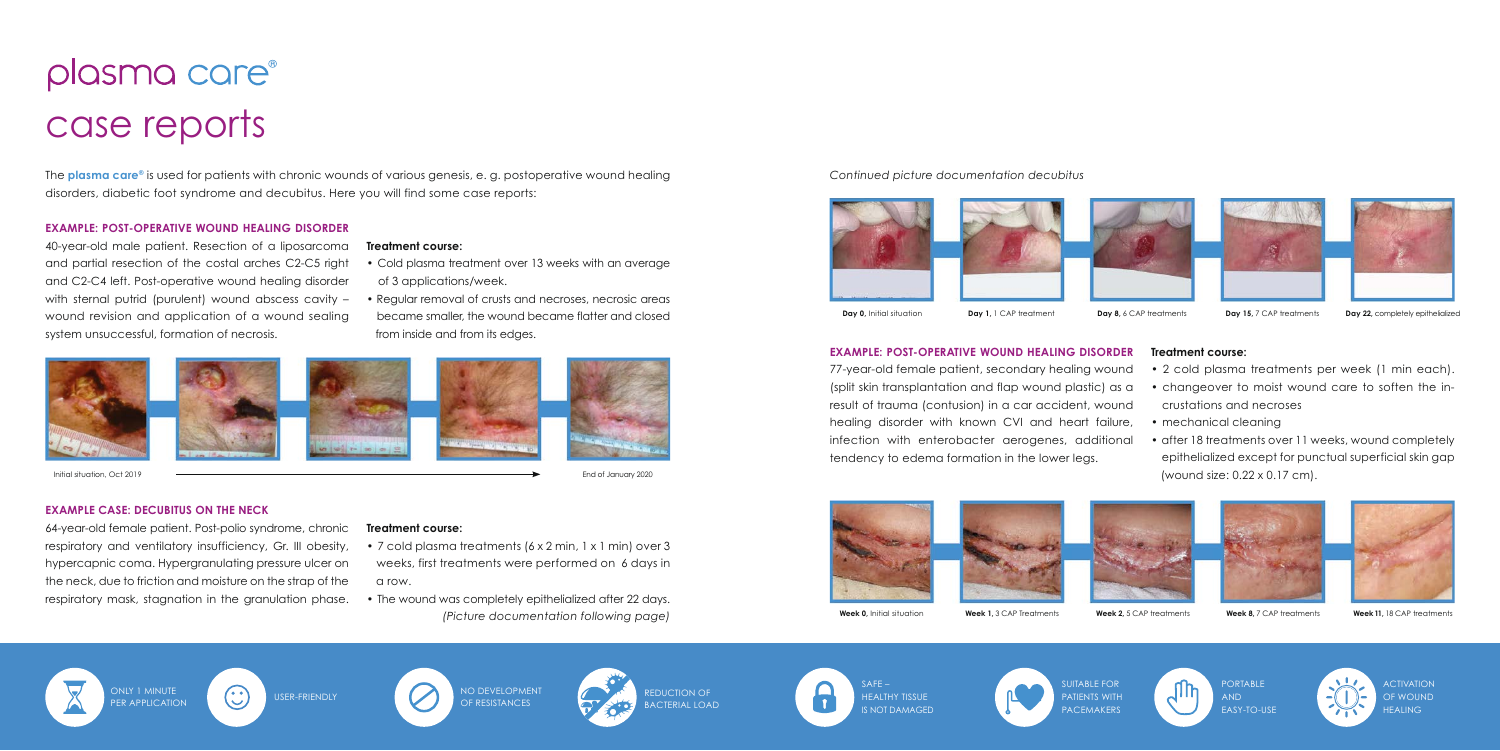# plasma care®
# case reports

The **plasma care®** is used for patients with chronic wounds of various genesis, e. g. postoperative wound healing disorders, diabetic foot syndrome and decubitus. Here you will find some case reports:

### EXAMPLE: POST-OPERATIVE WOUND HEALING DISORDER

40-year-old male patient. Resection of a liposarcoma and partial resection of the costal arches C2-C5 right and C2-C4 left. Post-operative wound healing disorder with sternal putrid (purulent) wound abscess cavity – wound revision and application of a wound sealing system unsuccessful, formation of necrosis.

**Treatment course:**

- Cold plasma treatment over 13 weeks with an average of 3 applications/week.
- Regular removal of crusts and necroses, necrosic areas became smaller, the wound became flatter and closed from inside and from its edges.

Initial situation, Oct 2019 → End of January 2020

### EXAMPLE CASE: DECUBITUS ON THE NECK

64-year-old female patient. Post-polio syndrome, chronic respiratory and ventilatory insufficiency, Gr. III obesity, hypercapnic coma. Hypergranulating pressure ulcer on the neck, due to friction and moisture on the strap of the respiratory mask, stagnation in the granulation phase.

**Treatment course:**

- 7 cold plasma treatments (6 x 2 min, 1 x 1 min) over 3 weeks, first treatments were performed on 6 days in a row.
- The wound was completely epithelialized after 22 days.

*(Picture documentation following page)*

*Continued picture documentation decubitus*

**Day 0,** Initial situation | **Day 1,** 1 CAP treatment | **Day 8,** 6 CAP treatments | **Day 15,** 7 CAP treatments | **Day 22,** completely epithelialized

### EXAMPLE: POST-OPERATIVE WOUND HEALING DISORDER

77-year-old female patient, secondary healing wound (split skin transplantation and flap wound plastic) as a result of trauma (contusion) in a car accident, wound healing disorder with known CVI and heart failure, infection with enterobacter aerogenes, additional tendency to edema formation in the lower legs.

**Treatment course:**

- 2 cold plasma treatments per week (1 min each).
- changeover to moist wound care to soften the incrustations and necroses
- mechanical cleaning
- after 18 treatments over 11 weeks, wound completely epithelialized except for punctual superficial skin gap (wound size: 0.22 x 0.17 cm).

**Week 0,** Initial situation | **Week 1,** 3 CAP Treatments | **Week 2,** 5 CAP treatments | **Week 8,** 7 CAP treatments | **Week 11,** 18 CAP treatments

ONLY 1 MINUTE PER APPLICATION | USER-FRIENDLY | NO DEVELOPMENT OF RESISTANCES | REDUCTION OF BACTERIAL LOAD | SAFE – HEALTHY TISSUE IS NOT DAMAGED | SUITABLE FOR PATIENTS WITH PACEMAKERS | PORTABLE AND EASY-TO-USE | ACTIVATION OF WOUND HEALING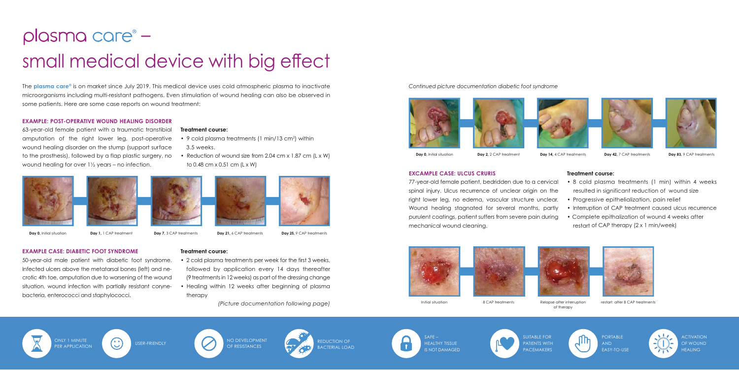# plasma care® – small medical device with big effect

The **plasma care®** is on market since July 2019. This medical device uses cold atmospheric plasma to inactivate microorganisms including multi-resistant pathogens. Even stimulation of wound healing can also be observed in some patients. Here are some case reports on wound treatment:

### EXAMPLE: POST-OPERATIVE WOUND HEALING DISORDER

63-year-old female patient with a traumatic transtibial amputation of the right lower leg, post-operative wound healing disorder on the stump (support surface to the prosthesis), followed by a flap plastic surgery, no wound healing for over 1½ years – no infection.

**Treatment course:**

- 9 cold plasma treatments (1 min/13 $cm^2$) within 3.5 weeks.
- Reduction of wound size from 2.04 cm x 1.87 cm (L x W) to 0.48 cm x 0.51 cm (L x W)

**Day 0**, Initial situation | **Day 1**, 1 CAP treatment | **Day 7**, 3 CAP treatments | **Day 21**, 6 CAP treatments | **Day 25**, 9 CAP treatments

### EXAMPLE CASE: DIABETIC FOOT SYNDROME

50-year-old male patient with diabetic foot syndrome. Infected ulcers above the metatarsal bones (left) and necrotic 4th toe, amputation due to worsening of the wound situation, wound infection with partially resistant corynebacteria, enterococci and staphylococci.

**Treatment course:**

- 2 cold plasma treatments per week for the first 3 weeks, followed by application every 14 days thereafter (9 treatments in 12 weeks) as part of the dressing change
- Healing within 12 weeks after beginning of plasma therapy

*(Picture documentation following page)*

*Continued picture documentation diabetic foot syndrome*

**Day 0**, Initial situation | **Day 2**, 2 CAP treatment | **Day 14**, 4 CAP treatments | **Day 42**, 7 CAP treatments | **Day 83**, 9 CAP treatments

### EXCAMPLE CASE: ULCUS CRURIS

77-year-old female patient, bedridden due to a cervical spinal injury. Ulcus recurrence of unclear origin on the right lower leg, no edema, vascular structure unclear. Wound healing stagnated for several months, partly purulent coatings, patient suffers from severe pain during mechanical wound cleaning.

**Treatment course:**

- 8 cold plasma treatments (1 min) within 4 weeks resulted in significant reduction of wound size
- Progressive epithelialization, pain relief
- Interruption of CAP treatment caused ulcus recurrence
- Complete epithalization of wound 4 weeks after restart of CAP therapy (2 x 1 min/week)

Initial situation | 8 CAP treatments | Relapse after interruption of therapy | restart: after 8 CAP treatments

ONLY 1 MINUTE PER APPLICATION | USER-FRIENDLY | NO DEVELOPMENT OF RESISTANCES | REDUCTION OF BACTERIAL LOAD | SAFE – HEALTHY TISSUE IS NOT DAMAGED | SUITABLE FOR PATIENTS WITH PACEMAKERS | PORTABLE AND EASY-TO-USE | ACTIVATION OF WOUND HEALING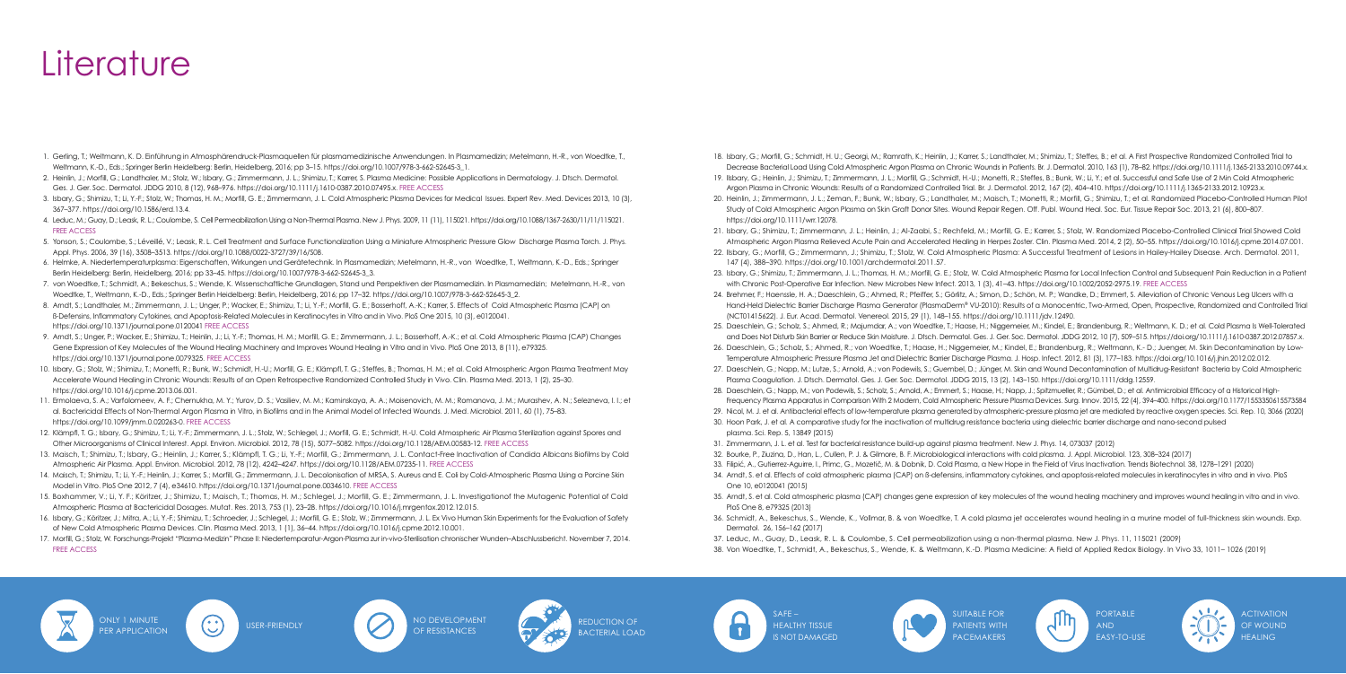# Literature

1. Gerling, T.; Weltmann, K. D. Einführung in Atmosphärendruck-Plasmaquellen für plasmamedizinische Anwendungen. In Plasmamedizin; Metelmann, H.-R., von Woedtke, T., Weltmann, K.-D., Eds.; Springer Berlin Heidelberg: Berlin, Heidelberg, 2016; pp 3–15. https://doi.org/10.1007/978-3-662-52645-3_1.
2. Heinlin, J.; Morfill, G.; Landthaler, M.; Stolz, W.; Isbary, G.; Zimmermann, J. L.; Shimizu, T.; Karrer, S. Plasma Medicine: Possible Applications in Dermatology. J. Dtsch. Dermatol. Ges. J. Ger. Soc. Dermatol. JDDG 2010, 8 (12), 968–976. https://doi.org/10.1111/j.1610-0387.2010.07495.x. FREE ACCESS
3. Isbary, G.; Shimizu, T.; Li, Y.-F.; Stolz, W.; Thomas, H. M.; Morfill, G. E.; Zimmermann, J. L. Cold Atmospheric Plasma Devices for Medical Issues. Expert Rev. Med. Devices 2013, 10 (3), 367–377. https://doi.org/10.1586/erd.13.4.
4. Leduc, M.; Guay, D.; Leask, R. L.; Coulombe, S. Cell Permeabilization Using a Non-Thermal Plasma. New J. Phys. 2009, 11 (11), 115021. https://doi.org/10.1088/1367-2630/11/11/115021. FREE ACCESS
5. Yonson, S.; Coulombe, S.; Léveillé, V.; Leask, R. L. Cell Treatment and Surface Functionalization Using a Miniature Atmospheric Pressure Glow Discharge Plasma Torch. J. Phys. Appl. Phys. 2006, 39 (16), 3508–3513. https://doi.org/10.1088/0022-3727/39/16/S08.
6. Helmke, A. Niedertemperaturplasma: Eigenschaften, Wirkungen und Gerätetechnik. In Plasmamedizin; Metelmann, H.-R., von Woedtke, T., Weltmann, K.-D., Eds.; Springer Berlin Heidelberg: Berlin, Heidelberg, 2016; pp 33–45. https://doi.org/10.1007/978-3-662-52645-3_3.
7. von Woedtke, T.; Schmidt, A.; Bekeschus, S.; Wende, K. Wissenschaftliche Grundlagen, Stand und Perspektiven der Plasmamedizin. In Plasmamedizin; Metelmann, H.-R., von Woedtke, T., Weltmann, K.-D., Eds.; Springer Berlin Heidelberg: Berlin, Heidelberg, 2016; pp 17–32. https://doi.org/10.1007/978-3-662-52645-3_2.
8. Arndt, S.; Landthaler, M.; Zimmermann, J. L.; Unger, P.; Wacker, E.; Shimizu, T.; Li, Y.-F.; Morfill, G. E.; Bosserhoff, A.-K.; Karrer, S. Effects of Cold Atmospheric Plasma (CAP) on ß-Defensins, Inflammatory Cytokines, and Apoptosis-Related Molecules in Keratinocytes in Vitro and in Vivo. PloS One 2015, 10 (3), e0120041. https://doi.org/10.1371/journal.pone.0120041 FREE ACCESS
9. Arndt, S.; Unger, P.; Wacker, E.; Shimizu, T.; Heinlin, J.; Li, Y.-F.; Thomas, H. M.; Morfill, G. E.; Zimmermann, J. L.; Bosserhoff, A.-K.; Karrer, S. Cold Atmospheric Plasma (CAP) Changes Gene Expression of Key Molecules of the Wound Healing Machinery and Improves Wound Healing in Vitro and in Vivo. PloS One 2013, 8 (11), e79325. https://doi.org/10.1371/journal.pone.0079325. FREE ACCESS
10. Isbary, G.; Stolz, W.; Shimizu, T.; Monetti, R.; Bunk, W.; Schmidt, H.-U.; Morfill, G. E.; Klämpfl, T. G.; Steffes, B.; Thomas, H. M.; et al. Cold Atmospheric Argon Plasma Treatment May Accelerate Wound Healing in Chronic Wounds: Results of an Open Retrospective Randomized Controlled Study in Vivo. Clin. Plasma Med. 2013, 1 (2), 25–30. https://doi.org/10.1016/j.cpme.2013.06.001.
11. Ermolaeva, S. A.; Varfolomeev, A. F.; Chernukha, M. Y.; Yurov, D. S.; Vasiliev, M. M.; Kaminskaya, A. A.; Moisenovich, M. M.; Romanova, J. M.; Murashev, A. N.; Selezneva, I. I.; et al. Bactericidal Effects of Non-Thermal Argon Plasma in Vitro, in Biofilms and in the Animal Model of Infected Wounds. J. Med. Microbiol. 2011, 60 (1), 75–83. https://doi.org/10.1099/jmm.0.020263-0. FREE ACCESS
12. Klämpfl, T. G.; Isbary, G.; Shimizu, T.; Li, Y.-F.; Zimmermann, J. L.; Stolz, W.; Schlegel, J.; Morfill, G. E.; Schmidt, H.-U. Cold Atmospheric Air Plasma Sterilization against Spores and Other Microorganisms of Clinical Interest. Appl. Environ. Microbiol. 2012, 78 (15), 5077–5082. https://doi.org/10.1128/AEM.00583-12. FREE ACCESS
13. Maisch, T.; Shimizu, T.; Isbary, G.; Heinlin, J.; Karrer, S.; Klämpfl, T. G.; Li, Y.-F.; Morfill, G.; Zimmermann, J. L. Contact-Free Inactivation of Candida Albicans Biofilms by Cold Atmospheric Air Plasma. Appl. Environ. Microbiol. 2012, 78 (12), 4242–4247. https://doi.org/10.1128/AEM.07235-11. FREE ACCESS
14. Maisch, T.; Shimizu, T.; Li, Y.-F.; Heinlin, J.; Karrer, S.; Morfill, G.; Zimmermann, J. L. Decolonisation of MRSA, S. Aureus and E. Coli by Cold-Atmospheric Plasma Using a Porcine Skin Model in Vitro. PloS One 2012, 7 (4), e34610. https://doi.org/10.1371/journal.pone.0034610. FREE ACCESS
15. Boxhammer, V.; Li, Y. F.; Köritzer, J.; Shimizu, T.; Maisch, T.; Thomas, H. M.; Schlegel, J.; Morfill, G. E.; Zimmermann, J. L. Investigationof the Mutagenic Potential of Cold Atmospheric Plasma at Bactericidal Dosages. Mutat. Res. 2013, 753 (1), 23–28. https://doi.org/10.1016/j.mrgentox.2012.12.015.
16. Isbary, G.; Köritzer, J.; Mitra, A.; Li, Y.-F.; Shimizu, T.; Schroeder, J.; Schlegel, J.; Morfill, G. E.; Stolz, W.; Zimmermann, J. L. Ex Vivo Human Skin Experiments for the Evaluation of Safety of New Cold Atmospheric Plasma Devices. Clin. Plasma Med. 2013, 1 (1), 36–44. https://doi.org/10.1016/j.cpme.2012.10.001.
17. Morfill, G.; Stolz, W. Forschungs-Projekt "Plasma-Medizin" Phase II: Niedertemperatur-Argon-Plasma zur in-vivo-Sterilisation chronischer Wunden–Abschlussbericht. November 7, 2014. FREE ACCESS
18. Isbary, G.; Morfill, G.; Schmidt, H. U.; Georgi, M.; Ramrath, K.; Heinlin, J.; Karrer, S.; Landthaler, M.; Shimizu, T.; Steffes, B.; et al. A First Prospective Randomized Controlled Trial to Decrease Bacterial Load Using Cold Atmospheric Argon Plasma on Chronic Wounds in Patients. Br. J. Dermatol. 2010, 163 (1), 78–82. https://doi.org/10.1111/j.1365-2133.2010.09744.x.
19. Isbary, G.; Heinlin, J.; Shimizu, T.; Zimmermann, J. L.; Morfill, G.; Schmidt, H.-U.; Monetti, R.; Steffes, B.; Bunk, W.; Li, Y.; et al. Successful and Safe Use of 2 Min Cold Atmospheric Argon Plasma in Chronic Wounds: Results of a Randomized Controlled Trial. Br. J. Dermatol. 2012, 167 (2), 404–410. https://doi.org/10.1111/j.1365-2133.2012.10923.x.
20. Heinlin, J.; Zimmermann, J. L.; Zeman, F.; Bunk, W.; Isbary, G.; Landthaler, M.; Maisch, T.; Monetti, R.; Morfill, G.; Shimizu, T.; et al. Randomized Placebo-Controlled Human Pilot Study of Cold Atmospheric Argon Plasma on Skin Graft Donor Sites. Wound Repair Regen. Off. Publ. Wound Heal. Soc. Eur. Tissue Repair Soc. 2013, 21 (6), 800–807. https://doi.org/10.1111/wrr.12078.
21. Isbary, G.; Shimizu, T.; Zimmermann, J. L.; Heinlin, J.; Al-Zaabi, S.; Rechfeld, M.; Morfill, G. E.; Karrer, S.; Stolz, W. Randomized Placebo-Controlled Clinical Trial Showed Cold Atmospheric Argon Plasma Relieved Acute Pain and Accelerated Healing in Herpes Zoster. Clin. Plasma Med. 2014, 2 (2), 50–55. https://doi.org/10.1016/j.cpme.2014.07.001.
22. Isbary, G.; Morfill, G.; Zimmermann, J.; Shimizu, T.; Stolz, W. Cold Atmospheric Plasma: A Successful Treatment of Lesions in Hailey-Hailey Disease. Arch. Dermatol. 2011, 147 (4), 388–390. https://doi.org/10.1001/archdermatol.2011.57.
23. Isbary, G.; Shimizu, T.; Zimmermann, J. L.; Thomas, H. M.; Morfill, G. E.; Stolz, W. Cold Atmospheric Plasma for Local Infection Control and Subsequent Pain Reduction in a Patient with Chronic Post-Operative Ear Infection. New Microbes New Infect. 2013, 1 (3), 41–43. https://doi.org/10.1002/2052-2975.19. FREE ACCESS
24. Brehmer, F.; Haenssle, H. A.; Daeschlein, G.; Ahmed, R.; Pfeiffer, S.; Görlitz, A.; Simon, D.; Schön, M. P.; Wandke, D.; Emmert, S. Alleviation of Chronic Venous Leg Ulcers with a Hand-Held Dielectric Barrier Discharge Plasma Generator (PlasmaDerm® VU-2010): Results of a Monocentric, Two-Armed, Open, Prospective, Randomized and Controlled Trial (NCT01415622). J. Eur. Acad. Dermatol. Venereol. 2015, 29 (1), 148–155. https://doi.org/10.1111/jdv.12490.
25. Daeschlein, G.; Scholz, S.; Ahmed, R.; Majumdar, A.; von Woedtke, T.; Haase, H.; Niggemeier, M.; Kindel, E.; Brandenburg, R.; Weltmann, K. D.; et al. Cold Plasma Is Well-Tolerated and Does Not Disturb Skin Barrier or Reduce Skin Moisture. J. Dtsch. Dermatol. Ges. J. Ger. Soc. Dermatol. JDDG 2012, 10 (7), 509–515. https://doi.org/10.1111/j.1610-0387.2012.07857.x.
26. Daeschlein, G.; Scholz, S.; Ahmed, R.; von Woedtke, T.; Haase, H.; Niggemeier, M.; Kindel, E.; Brandenburg, R.; Weltmann, K.- D.; Juenger, M. Skin Decontamination by Low-Temperature Atmospheric Pressure Plasma Jet and Dielectric Barrier Discharge Plasma. J. Hosp. Infect. 2012, 81 (3), 177–183. https://doi.org/10.1016/j.jhin.2012.02.012.
27. Daeschlein, G.; Napp, M.; Lutze, S.; Arnold, A.; von Podewils, S.; Guembel, D.; Jünger, M. Skin and Wound Decontamination of Multidrug-Resistant Bacteria by Cold Atmospheric Plasma Coagulation. J. Dtsch. Dermatol. Ges. J. Ger. Soc. Dermatol. JDDG 2015, 13 (2), 143–150. https://doi.org/10.1111/ddg.12559.
28. Daeschlein, G.; Napp, M.; von Podewils, S.; Scholz, S.; Arnold, A.; Emmert, S.; Haase, H.; Napp, J.; Spitzmueller, R.; Gümbel, D.; et al. Antimicrobial Efficacy of a Historical High-Frequency Plasma Apparatus in Comparison With 2 Modern, Cold Atmospheric Pressure Plasma Devices. Surg. Innov. 2015, 22 (4), 394–400. https://doi.org/10.1177/1553350615573584
29. Nicol, M. J. et al. Antibacterial effects of low-temperature plasma generated by atmospheric-pressure plasma jet are mediated by reactive oxygen species. Sci. Rep. 10, 3066 (2020)
30. Hoon Park, J. et al. A comparative study for the inactivation of multidrug resistance bacteria using dielectric barrier discharge and nano-second pulsed plasma. Sci. Rep. 5, 13849 (2015)
31. Zimmermann, J. L. et al. Test for bacterial resistance build-up against plasma treatment. New J. Phys. 14, 073037 (2012)
32. Bourke, P., Ziuzina, D., Han, L., Cullen, P. J. & Gilmore, B. F. Microbiological interactions with cold plasma. J. Appl. Microbiol. 123, 308–324 (2017)
33. Filipić, A., Gutierrez-Aguirre, I., Primc, G., Mozetič, M. & Dobnik, D. Cold Plasma, a New Hope in the Field of Virus Inactivation. Trends Biotechnol. 38, 1278–1291 (2020)
34. Arndt, S. et al. Effects of cold atmospheric plasma (CAP) on ß-defensins, inflammatory cytokines, and apoptosis-related molecules in keratinocytes in vitro and in vivo. PloS One 10, e0120041 (2015)
35. Arndt, S. et al. Cold atmospheric plasma (CAP) changes gene expression of key molecules of the wound healing machinery and improves wound healing in vitro and in vivo. PloS One 8, e79325 (2013)
36. Schmidt, A., Bekeschus, S., Wende, K., Vollmar, B. & von Woedtke, T. A cold plasma jet accelerates wound healing in a murine model of full-thickness skin wounds. Exp. Dermatol. 26, 156–162 (2017)
37. Leduc, M., Guay, D., Leask, R. L. & Coulombe, S. Cell permeabilization using a non-thermal plasma. New J. Phys. 11, 115021 (2009)
38. Von Woedtke, T., Schmidt, A., Bekeschus, S., Wende, K. & Weltmann, K.-D. Plasma Medicine: A Field of Applied Redox Biology. In Vivo 33, 1011– 1026 (2019)

ONLY 1 MINUTE PER APPLICATION | USER-FRIENDLY | NO DEVELOPMENT OF RESISTANCES | REDUCTION OF BACTERIAL LOAD | SAFE – HEALTHY TISSUE IS NOT DAMAGED | SUITABLE FOR PATIENTS WITH PACEMAKERS | PORTABLE AND EASY-TO-USE | ACTIVATION OF WOUND HEALING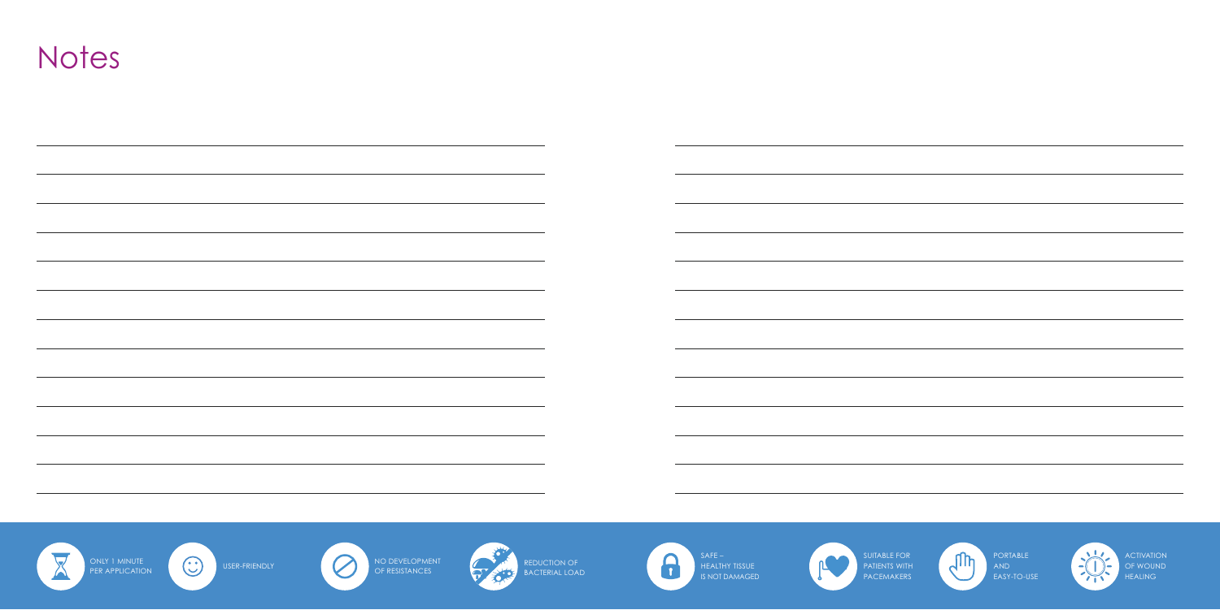# Notes

ONLY 1 MINUTE PER APPLICATION

USER-FRIENDLY

NO DEVELOPMENT OF RESISTANCES

REDUCTION OF BACTERIAL LOAD

SAFE – HEALTHY TISSUE IS NOT DAMAGED

SUITABLE FOR PATIENTS WITH PACEMAKERS

PORTABLE AND EASY-TO-USE

ACTIVATION OF WOUND HEALING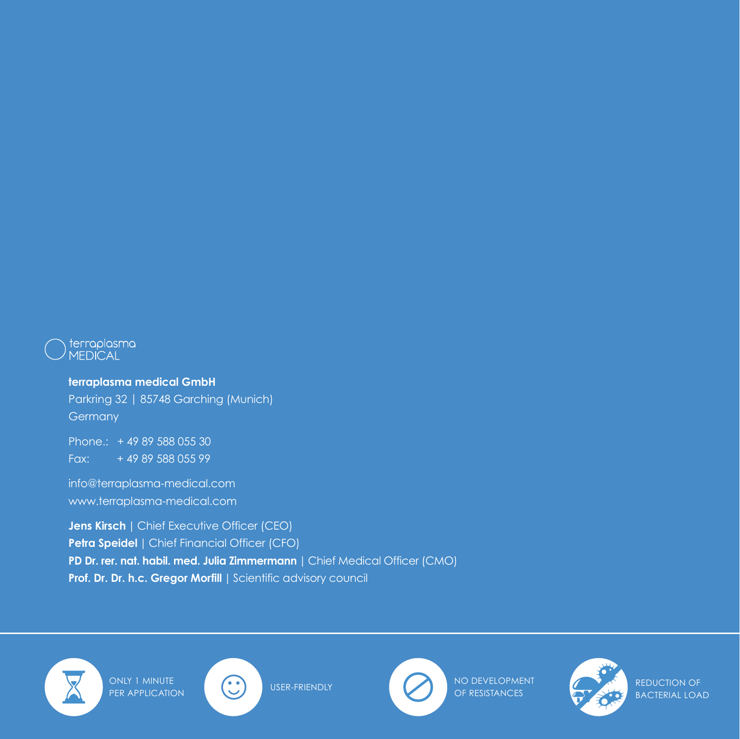terraplasma
MEDICAL

**terraplasma medical GmbH**
Parkring 32 | 85748 Garching (Munich)
Germany

Phone.: + 49 89 588 055 30
Fax: + 49 89 588 055 99

info@terraplasma-medical.com
www.terraplasma-medical.com

**Jens Kirsch** | Chief Executive Officer (CEO)
**Petra Speidel** | Chief Financial Officer (CFO)
**PD Dr. rer. nat. habil. med. Julia Zimmermann** | Chief Medical Officer (CMO)
**Prof. Dr. Dr. h.c. Gregor Morfill** | Scientific advisory council

ONLY 1 MINUTE PER APPLICATION

USER-FRIENDLY

NO DEVELOPMENT OF RESISTANCES

REDUCTION OF BACTERIAL LOAD